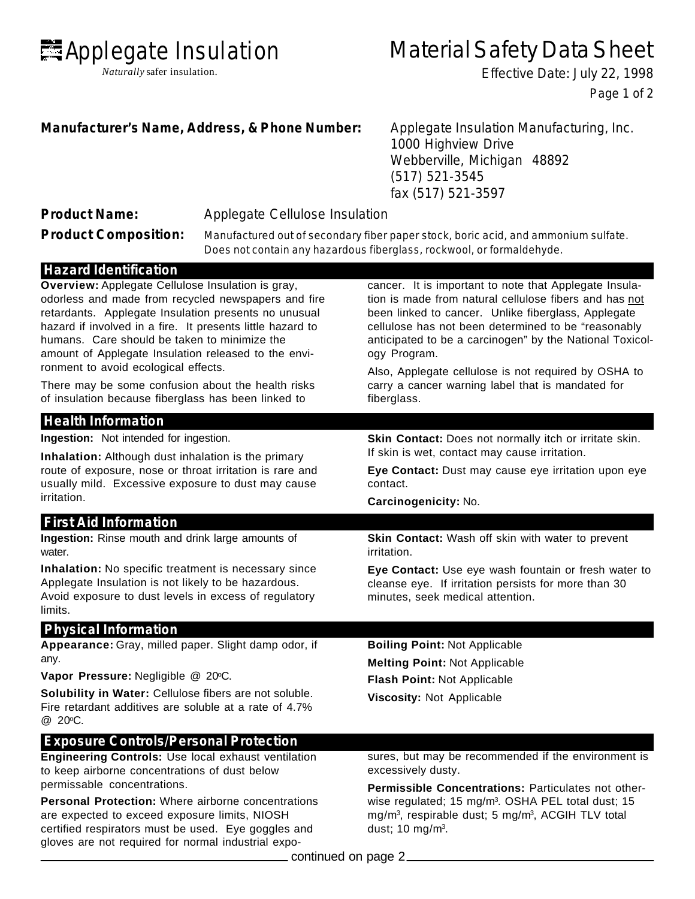# Applegate Insulation

*Naturally* safer insulation.

# Material Safety Data Sheet

Effective Date: July 22, 1998

**Manufacturer's Name, Address, & Phone Number:**
Applegate Insulation Manufacturing, Inc.
1000 Highview Drive
Webberville, Michigan 48892
(517) 521-3545
fax (517) 521-3597

**Product Name:** Applegate Cellulose Insulation

**Product Composition:** Manufactured out of secondary fiber paper stock, boric acid, and ammonium sulfate. Does not contain any hazardous fiberglass, rockwool, or formaldehyde.

## Hazard Identification

**Overview:** Applegate Cellulose Insulation is gray, odorless and made from recycled newspapers and fire retardants. Applegate Insulation presents no unusual hazard if involved in a fire. It presents little hazard to humans. Care should be taken to minimize the amount of Applegate Insulation released to the environment to avoid ecological effects.

There may be some confusion about the health risks of insulation because fiberglass has been linked to cancer. It is important to note that Applegate Insulation is made from natural cellulose fibers and has not been linked to cancer. Unlike fiberglass, Applegate cellulose has not been determined to be "reasonably anticipated to be a carcinogen" by the National Toxicology Program.

Also, Applegate cellulose is not required by OSHA to carry a cancer warning label that is mandated for fiberglass.

## Health Information

**Ingestion:** Not intended for ingestion.

**Inhalation:** Although dust inhalation is the primary route of exposure, nose or throat irritation is rare and usually mild. Excessive exposure to dust may cause irritation.

**Skin Contact:** Does not normally itch or irritate skin. If skin is wet, contact may cause irritation.

**Eye Contact:** Dust may cause eye irritation upon eye contact.

**Carcinogenicity:** No.

## First Aid Information

**Ingestion:** Rinse mouth and drink large amounts of water.

**Inhalation:** No specific treatment is necessary since Applegate Insulation is not likely to be hazardous. Avoid exposure to dust levels in excess of regulatory limits.

**Skin Contact:** Wash off skin with water to prevent irritation.

**Eye Contact:** Use eye wash fountain or fresh water to cleanse eye. If irritation persists for more than 30 minutes, seek medical attention.

## Physical Information

**Appearance:** Gray, milled paper. Slight damp odor, if any.

**Vapor Pressure:** Negligible @ 20°C.

**Solubility in Water:** Cellulose fibers are not soluble. Fire retardant additives are soluble at a rate of 4.7% @ 20°C.

**Boiling Point:** Not Applicable

**Melting Point:** Not Applicable

**Flash Point:** Not Applicable

**Viscosity:** Not Applicable

## Exposure Controls/Personal Protection

**Engineering Controls:** Use local exhaust ventilation to keep airborne concentrations of dust below permissable concentrations.

**Personal Protection:** Where airborne concentrations are expected to exceed exposure limits, NIOSH certified respirators must be used. Eye goggles and gloves are not required for normal industrial exposures, but may be recommended if the environment is excessively dusty.

**Permissible Concentrations:** Particulates not otherwise regulated; 15 mg/m$^3$. OSHA PEL total dust; 15 mg/m$^3$, respirable dust; 5 mg/m$^3$, ACGIH TLV total dust; 10 mg/m$^3$.

continued on page 2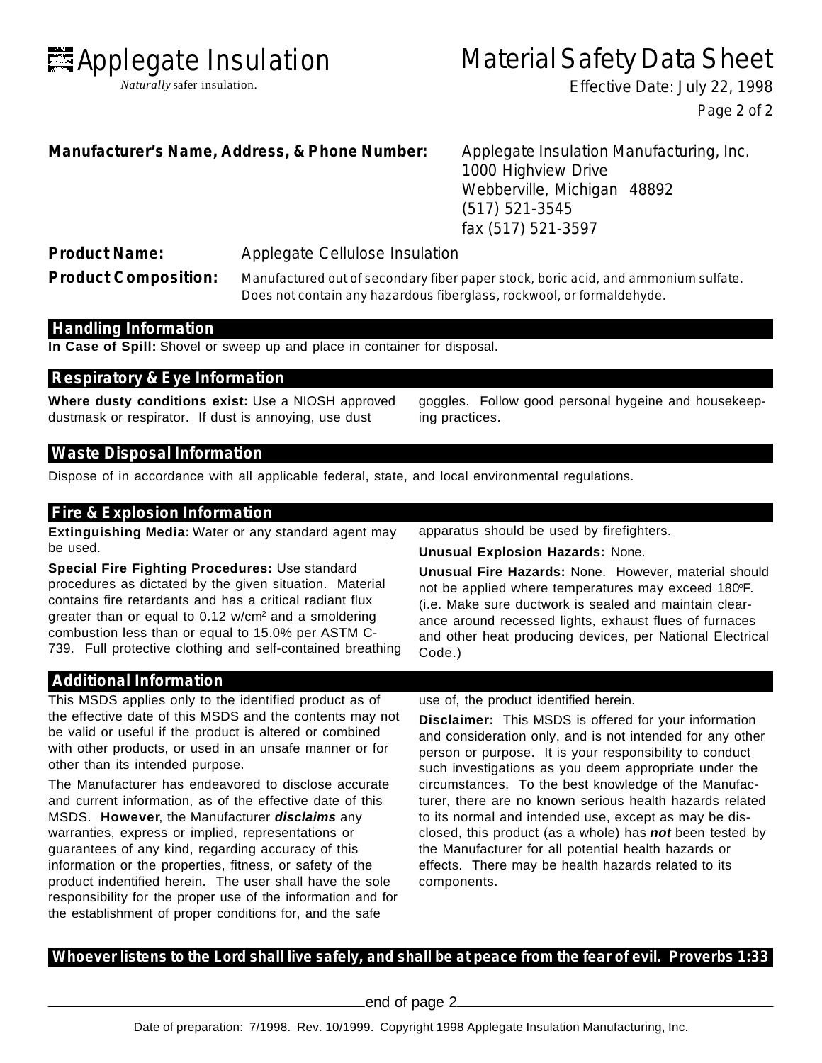# Applegate Insulation

*Naturally* safer insulation.

# Material Safety Data Sheet

Effective Date: July 22, 1998

**Manufacturer's Name, Address, & Phone Number:** Applegate Insulation Manufacturing, Inc.
1000 Highview Drive
Webberville, Michigan 48892
(517) 521-3545
fax (517) 521-3597

**Product Name:** Applegate Cellulose Insulation

**Product Composition:** Manufactured out of secondary fiber paper stock, boric acid, and ammonium sulfate. Does not contain any hazardous fiberglass, rockwool, or formaldehyde.

## Handling Information

**In Case of Spill:** Shovel or sweep up and place in container for disposal.

## Respiratory & Eye Information

**Where dusty conditions exist:** Use a NIOSH approved dustmask or respirator. If dust is annoying, use dust goggles. Follow good personal hygeine and housekeeping practices.

## Waste Disposal Information

Dispose of in accordance with all applicable federal, state, and local environmental regulations.

## Fire & Explosion Information

**Extinguishing Media:** Water or any standard agent may be used.

**Special Fire Fighting Procedures:** Use standard procedures as dictated by the given situation. Material contains fire retardants and has a critical radiant flux greater than or equal to 0.12 w/cm$^2$ and a smoldering combustion less than or equal to 15.0% per ASTM C-739. Full protective clothing and self-contained breathing apparatus should be used by firefighters.

**Unusual Explosion Hazards:** None.

**Unusual Fire Hazards:** None. However, material should not be applied where temperatures may exceed 180ºF. (i.e. Make sure ductwork is sealed and maintain clearance around recessed lights, exhaust flues of furnaces and other heat producing devices, per National Electrical Code.)

## Additional Information

This MSDS applies only to the identified product as of the effective date of this MSDS and the contents may not be valid or useful if the product is altered or combined with other products, or used in an unsafe manner or for other than its intended purpose.

The Manufacturer has endeavored to disclose accurate and current information, as of the effective date of this MSDS. **However**, the Manufacturer ***disclaims*** any warranties, express or implied, representations or guarantees of any kind, regarding accuracy of this information or the properties, fitness, or safety of the product indentified herein. The user shall have the sole responsibility for the proper use of the information and for the establishment of proper conditions for, and the safe use of, the product identified herein.

**Disclaimer:** This MSDS is offered for your information and consideration only, and is not intended for any other person or purpose. It is your responsibility to conduct such investigations as you deem appropriate under the circumstances. To the best knowledge of the Manufacturer, there are no known serious health hazards related to its normal and intended use, except as may be disclosed, this product (as a whole) has ***not*** been tested by the Manufacturer for all potential health hazards or effects. There may be health hazards related to its components.

**Whoever listens to the Lord shall live safely, and shall be at peace from the fear of evil. Proverbs 1:33**

end of page 2

Date of preparation: 7/1998. Rev. 10/1999. Copyright 1998 Applegate Insulation Manufacturing, Inc.